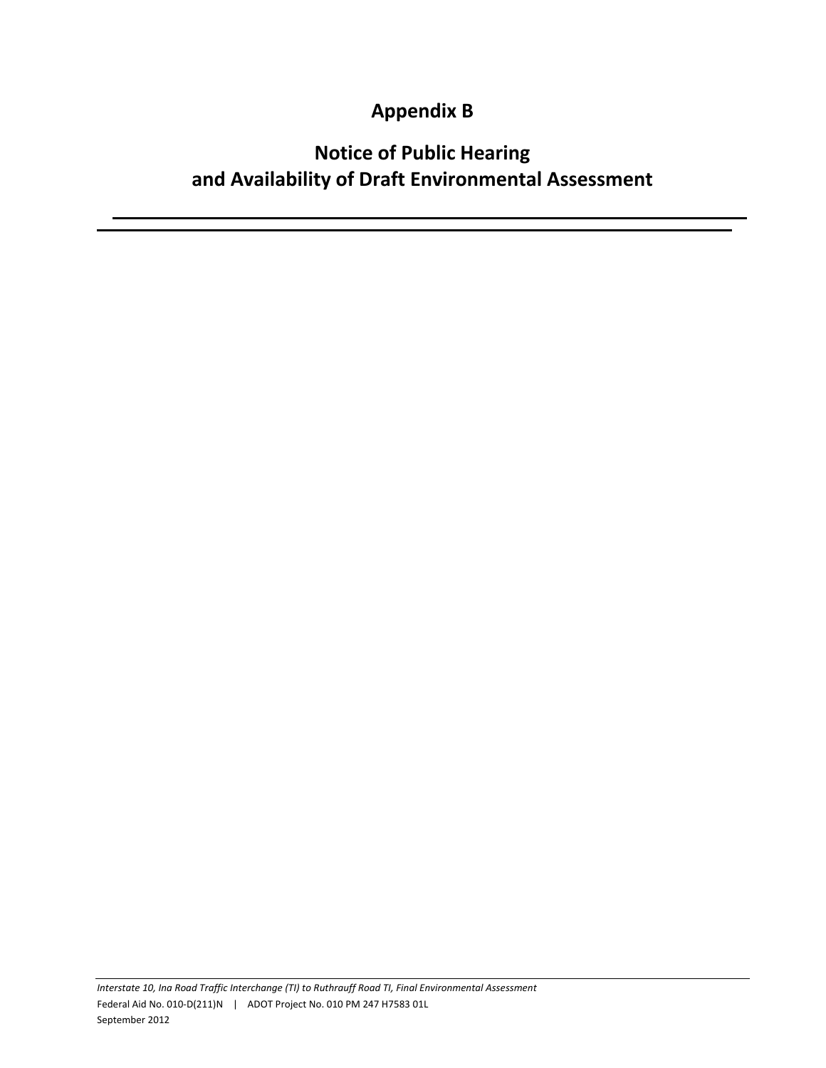# Appendix B

## Notice of Public Hearing and Availability of Draft Environmental Assessment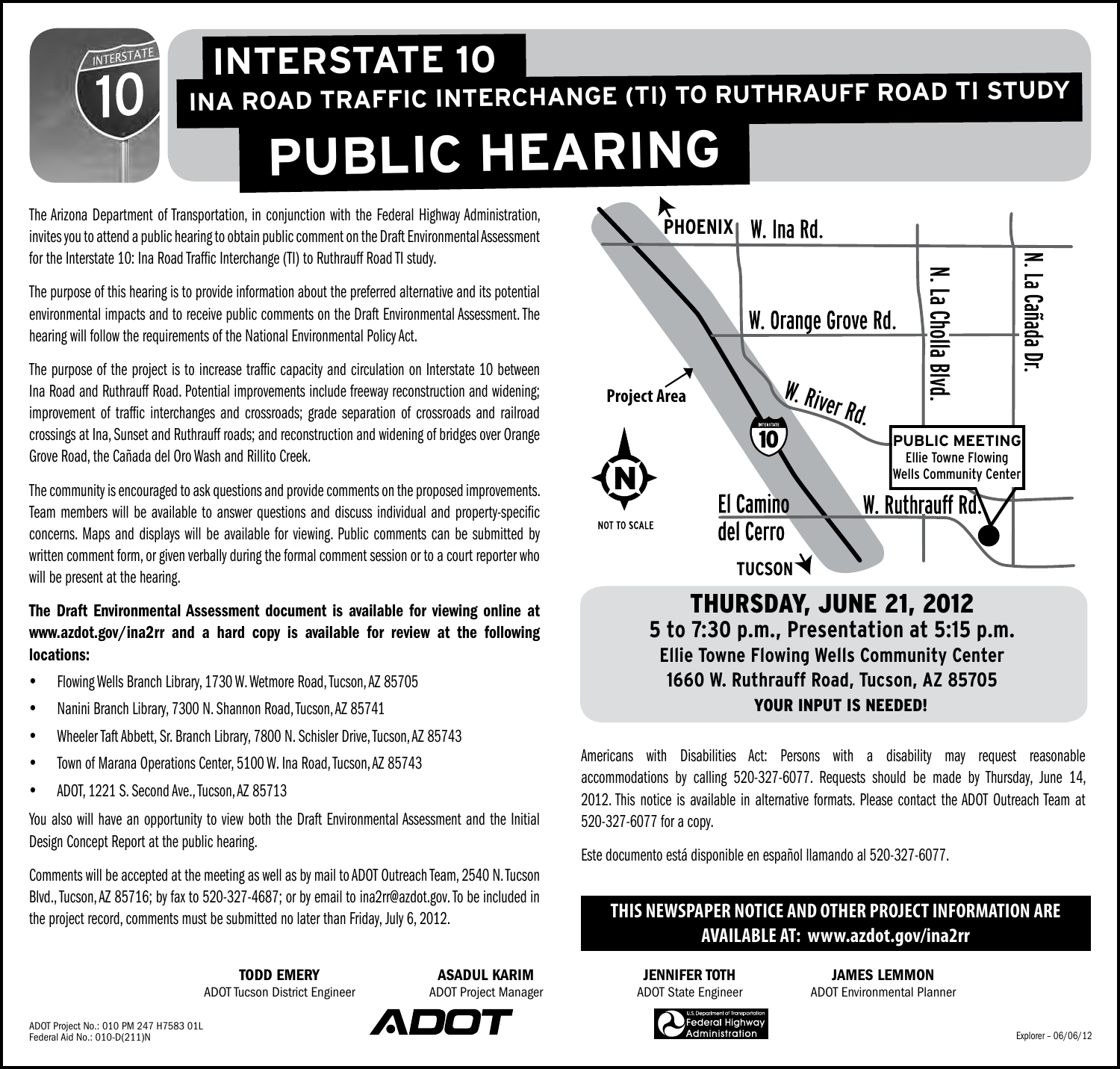# INTERSTATE 10

## INA ROAD TRAFFIC INTERCHANGE (TI) TO RUTHRAUFF ROAD TI STUDY

# PUBLIC HEARING

The Arizona Department of Transportation, in conjunction with the Federal Highway Administration, invites you to attend a public hearing to obtain public comment on the Draft Environmental Assessment for the Interstate 10: Ina Road Traffic Interchange (TI) to Ruthrauff Road TI study.

The purpose of this hearing is to provide information about the preferred alternative and its potential environmental impacts and to receive public comments on the Draft Environmental Assessment. The hearing will follow the requirements of the National Environmental Policy Act.

The purpose of the project is to increase traffic capacity and circulation on Interstate 10 between Ina Road and Ruthrauff Road. Potential improvements include freeway reconstruction and widening; improvement of traffic interchanges and crossroads; grade separation of crossroads and railroad crossings at Ina, Sunset and Ruthrauff roads; and reconstruction and widening of bridges over Orange Grove Road, the Cañada del Oro Wash and Rillito Creek.

The community is encouraged to ask questions and provide comments on the proposed improvements. Team members will be available to answer questions and discuss individual and property-specific concerns. Maps and displays will be available for viewing. Public comments can be submitted by written comment form, or given verbally during the formal comment session or to a court reporter who will be present at the hearing.

**The Draft Environmental Assessment document is available for viewing online at www.azdot.gov/ina2rr and a hard copy is available for review at the following locations:**

- Flowing Wells Branch Library, 1730 W. Wetmore Road, Tucson, AZ 85705
- Nanini Branch Library, 7300 N. Shannon Road, Tucson, AZ 85741
- Wheeler Taft Abbett, Sr. Branch Library, 7800 N. Schisler Drive, Tucson, AZ 85743
- Town of Marana Operations Center, 5100 W. Ina Road, Tucson, AZ 85743
- ADOT, 1221 S. Second Ave., Tucson, AZ 85713

You also will have an opportunity to view both the Draft Environmental Assessment and the Initial Design Concept Report at the public hearing.

Comments will be accepted at the meeting as well as by mail to ADOT Outreach Team, 2540 N. Tucson Blvd., Tucson, AZ 85716; by fax to 520-327-4687; or by email to ina2rr@azdot.gov. To be included in the project record, comments must be submitted no later than Friday, July 6, 2012.

PHOENIX — W. Ina Rd. — W. Orange Grove Rd. — W. River Rd. — N. La Cholla Blvd. — N. La Cañada Dr. — Project Area — El Camino del Cerro — W. Ruthrauff Rd. — TUCSON — NOT TO SCALE

**PUBLIC MEETING**
Ellie Towne Flowing Wells Community Center

## THURSDAY, JUNE 21, 2012

**5 to 7:30 p.m., Presentation at 5:15 p.m.**
**Ellie Towne Flowing Wells Community Center**
**1660 W. Ruthrauff Road, Tucson, AZ 85705**
**YOUR INPUT IS NEEDED!**

Americans with Disabilities Act: Persons with a disability may request reasonable accommodations by calling 520-327-6077. Requests should be made by Thursday, June 14, 2012. This notice is available in alternative formats. Please contact the ADOT Outreach Team at 520-327-6077 for a copy.

Este documento está disponible en español llamando al 520-327-6077.

**THIS NEWSPAPER NOTICE AND OTHER PROJECT INFORMATION ARE AVAILABLE AT: www.azdot.gov/ina2rr**

**TODD EMERY**
ADOT Tucson District Engineer

**ASADUL KARIM**
ADOT Project Manager

**JENNIFER TOTH**
ADOT State Engineer

**JAMES LEMMON**
ADOT Environmental Planner

ADOT Project No.: 010 PM 247 H7583 01L
Federal Aid No.: 010-D(211)N

Explorer – 06/06/12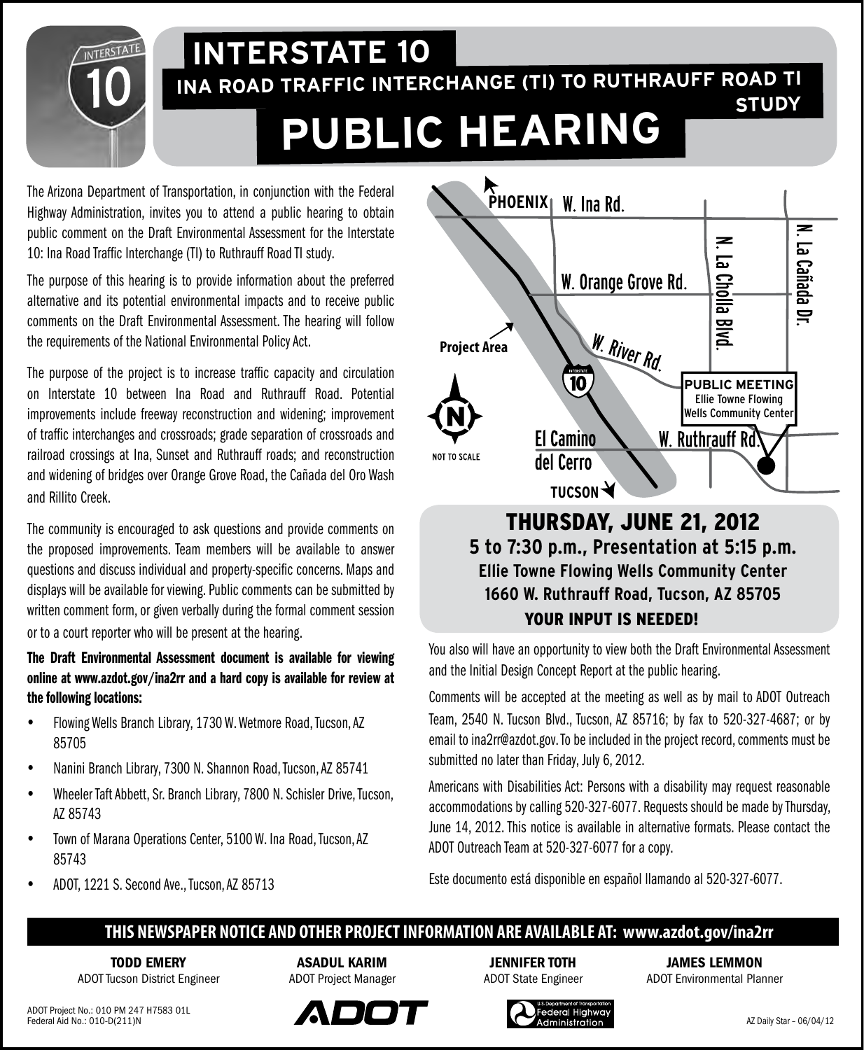# INTERSTATE 10

## INA ROAD TRAFFIC INTERCHANGE (TI) TO RUTHRAUFF ROAD TI STUDY

# PUBLIC HEARING

The Arizona Department of Transportation, in conjunction with the Federal Highway Administration, invites you to attend a public hearing to obtain public comment on the Draft Environmental Assessment for the Interstate 10: Ina Road Traffic Interchange (TI) to Ruthrauff Road TI study.

The purpose of this hearing is to provide information about the preferred alternative and its potential environmental impacts and to receive public comments on the Draft Environmental Assessment. The hearing will follow the requirements of the National Environmental Policy Act.

The purpose of the project is to increase traffic capacity and circulation on Interstate 10 between Ina Road and Ruthrauff Road. Potential improvements include freeway reconstruction and widening; improvement of traffic interchanges and crossroads; grade separation of crossroads and railroad crossings at Ina, Sunset and Ruthrauff roads; and reconstruction and widening of bridges over Orange Grove Road, the Cañada del Oro Wash and Rillito Creek.

The community is encouraged to ask questions and provide comments on the proposed improvements. Team members will be available to answer questions and discuss individual and property-specific concerns. Maps and displays will be available for viewing. Public comments can be submitted by written comment form, or given verbally during the formal comment session or to a court reporter who will be present at the hearing.

**The Draft Environmental Assessment document is available for viewing online at www.azdot.gov/ina2rr and a hard copy is available for review at the following locations:**

- Flowing Wells Branch Library, 1730 W. Wetmore Road, Tucson, AZ 85705
- Nanini Branch Library, 7300 N. Shannon Road, Tucson, AZ 85741
- Wheeler Taft Abbett, Sr. Branch Library, 7800 N. Schisler Drive, Tucson, AZ 85743
- Town of Marana Operations Center, 5100 W. Ina Road, Tucson, AZ 85743
- ADOT, 1221 S. Second Ave., Tucson, AZ 85713

PHOENIX · W. Ina Rd. · W. Orange Grove Rd. · W. River Rd. · N. La Cholla Blvd. · N. La Cañada Dr. · Project Area · El Camino del Cerro · W. Ruthrauff Rd. · TUCSON · NOT TO SCALE

PUBLIC MEETING
Ellie Towne Flowing Wells Community Center

## THURSDAY, JUNE 21, 2012

**5 to 7:30 p.m., Presentation at 5:15 p.m.**
**Ellie Towne Flowing Wells Community Center**
**1660 W. Ruthrauff Road, Tucson, AZ 85705**

**YOUR INPUT IS NEEDED!**

You also will have an opportunity to view both the Draft Environmental Assessment and the Initial Design Concept Report at the public hearing.

Comments will be accepted at the meeting as well as by mail to ADOT Outreach Team, 2540 N. Tucson Blvd., Tucson, AZ 85716; by fax to 520-327-4687; or by email to ina2rr@azdot.gov. To be included in the project record, comments must be submitted no later than Friday, July 6, 2012.

Americans with Disabilities Act: Persons with a disability may request reasonable accommodations by calling 520-327-6077. Requests should be made by Thursday, June 14, 2012. This notice is available in alternative formats. Please contact the ADOT Outreach Team at 520-327-6077 for a copy.

Este documento está disponible en español llamando al 520-327-6077.

**THIS NEWSPAPER NOTICE AND OTHER PROJECT INFORMATION ARE AVAILABLE AT: www.azdot.gov/ina2rr**

**TODD EMERY**
ADOT Tucson District Engineer

**ASADUL KARIM**
ADOT Project Manager

**JENNIFER TOTH**
ADOT State Engineer

**JAMES LEMMON**
ADOT Environmental Planner

ADOT Project No.: 010 PM 247 H7583 01L
Federal Aid No.: 010-D(211)N

ADOT · U.S. Department of Transportation Federal Highway Administration

AZ Daily Star – 06/04/12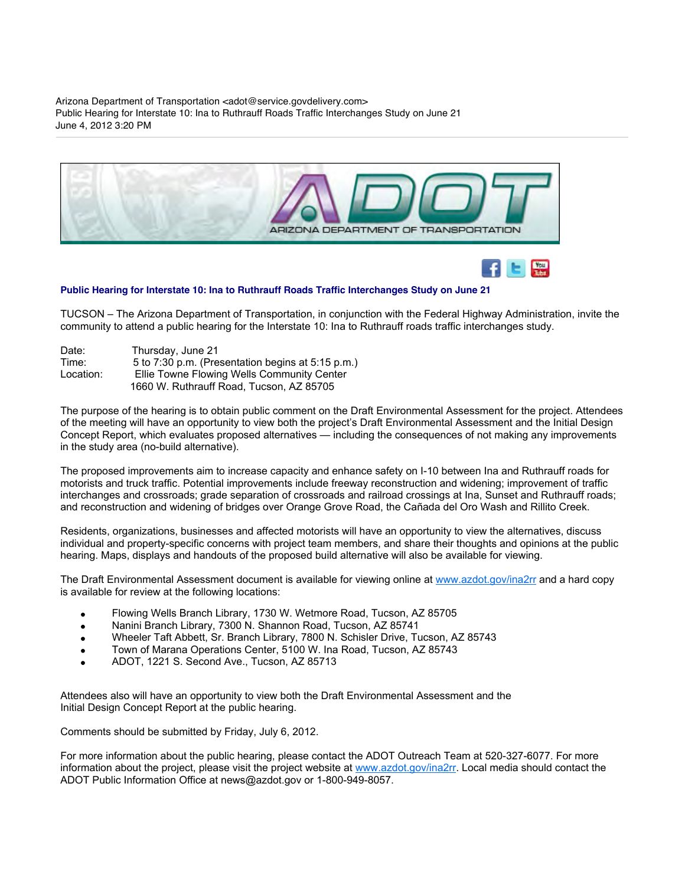Arizona Department of Transportation <adot@service.govdelivery.com>
Public Hearing for Interstate 10: Ina to Ruthrauff Roads Traffic Interchanges Study on June 21
June 4, 2012 3:20 PM

ADOT ARIZONA DEPARTMENT OF TRANSPORTATION

**Public Hearing for Interstate 10: Ina to Ruthrauff Roads Traffic Interchanges Study on June 21**

TUCSON – The Arizona Department of Transportation, in conjunction with the Federal Highway Administration, invite the community to attend a public hearing for the Interstate 10: Ina to Ruthrauff roads traffic interchanges study.

Date: Thursday, June 21
Time: 5 to 7:30 p.m. (Presentation begins at 5:15 p.m.)
Location: Ellie Towne Flowing Wells Community Center
1660 W. Ruthrauff Road, Tucson, AZ 85705

The purpose of the hearing is to obtain public comment on the Draft Environmental Assessment for the project. Attendees of the meeting will have an opportunity to view both the project's Draft Environmental Assessment and the Initial Design Concept Report, which evaluates proposed alternatives — including the consequences of not making any improvements in the study area (no-build alternative).

The proposed improvements aim to increase capacity and enhance safety on I-10 between Ina and Ruthrauff roads for motorists and truck traffic. Potential improvements include freeway reconstruction and widening; improvement of traffic interchanges and crossroads; grade separation of crossroads and railroad crossings at Ina, Sunset and Ruthrauff roads; and reconstruction and widening of bridges over Orange Grove Road, the Cañada del Oro Wash and Rillito Creek.

Residents, organizations, businesses and affected motorists will have an opportunity to view the alternatives, discuss individual and property-specific concerns with project team members, and share their thoughts and opinions at the public hearing. Maps, displays and handouts of the proposed build alternative will also be available for viewing.

The Draft Environmental Assessment document is available for viewing online at www.azdot.gov/ina2rr and a hard copy is available for review at the following locations:

- Flowing Wells Branch Library, 1730 W. Wetmore Road, Tucson, AZ 85705
- Nanini Branch Library, 7300 N. Shannon Road, Tucson, AZ 85741
- Wheeler Taft Abbett, Sr. Branch Library, 7800 N. Schisler Drive, Tucson, AZ 85743
- Town of Marana Operations Center, 5100 W. Ina Road, Tucson, AZ 85743
- ADOT, 1221 S. Second Ave., Tucson, AZ 85713

Attendees also will have an opportunity to view both the Draft Environmental Assessment and the Initial Design Concept Report at the public hearing.

Comments should be submitted by Friday, July 6, 2012.

For more information about the public hearing, please contact the ADOT Outreach Team at 520-327-6077. For more information about the project, please visit the project website at www.azdot.gov/ina2rr. Local media should contact the ADOT Public Information Office at news@azdot.gov or 1-800-949-8057.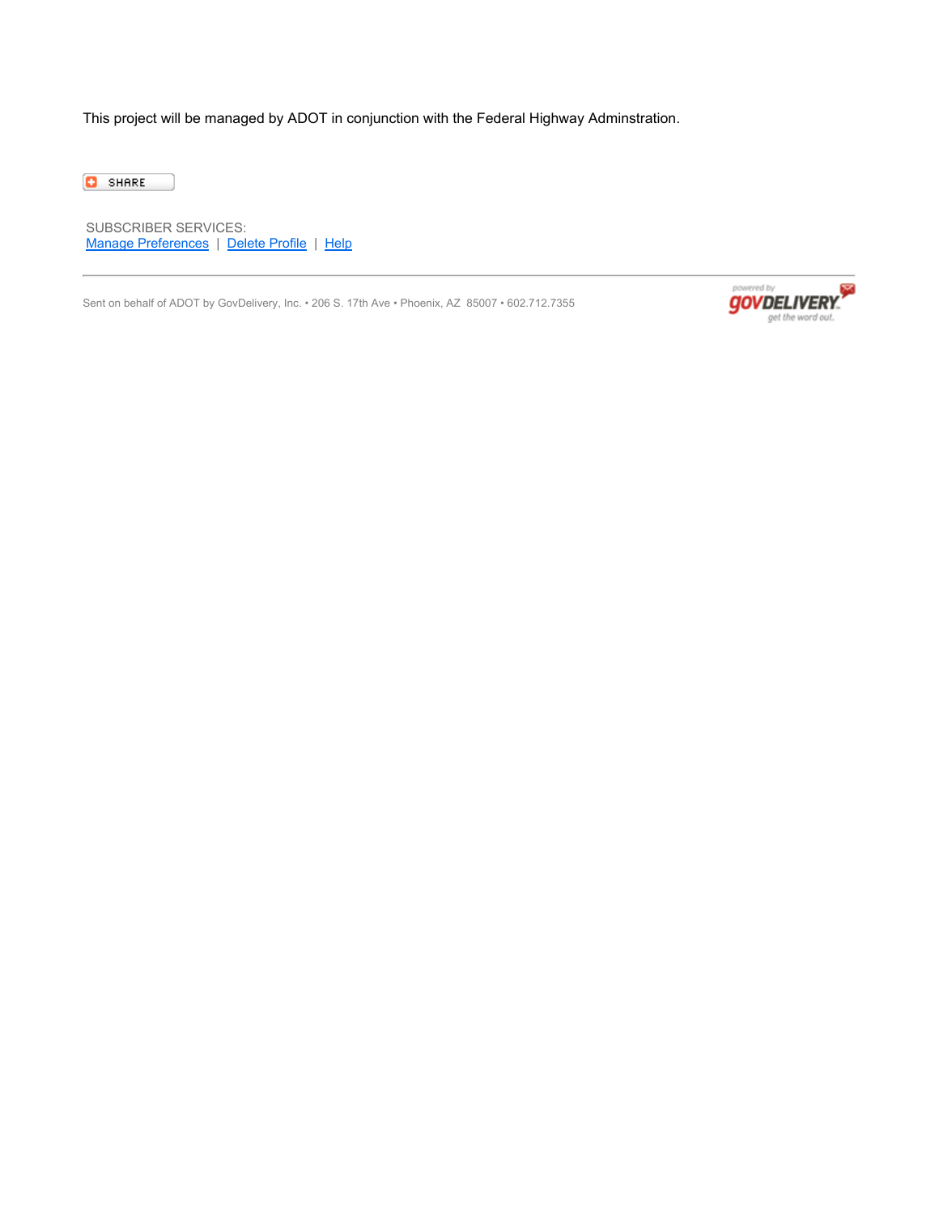This project will be managed by ADOT in conjunction with the Federal Highway Adminstration.

SHARE

SUBSCRIBER SERVICES:
Manage Preferences | Delete Profile | Help

---

Sent on behalf of ADOT by GovDelivery, Inc. • 206 S. 17th Ave • Phoenix, AZ 85007 • 602.712.7355

powered by govDELIVERY get the word out.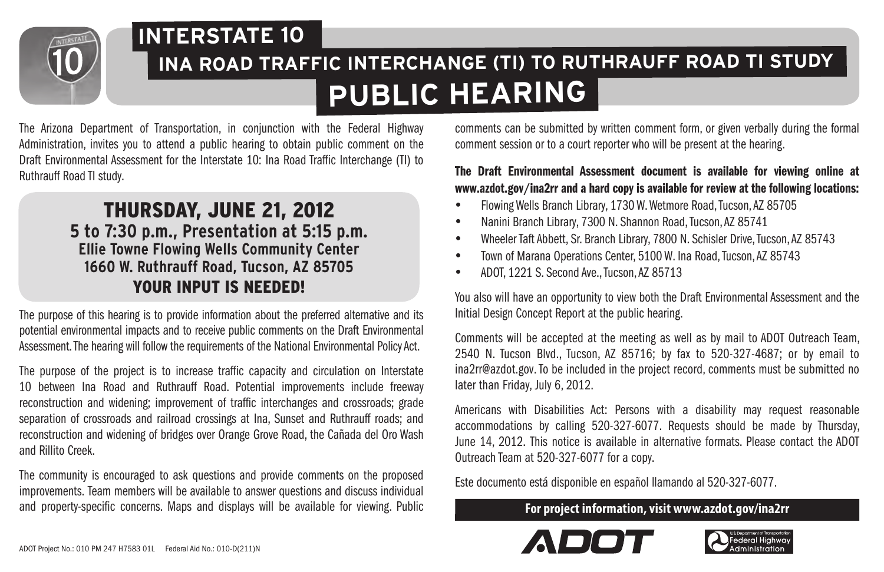# INTERSTATE 10

## INA ROAD TRAFFIC INTERCHANGE (TI) TO RUTHRAUFF ROAD TI STUDY

# PUBLIC HEARING

The Arizona Department of Transportation, in conjunction with the Federal Highway Administration, invites you to attend a public hearing to obtain public comment on the Draft Environmental Assessment for the Interstate 10: Ina Road Traffic Interchange (TI) to Ruthrauff Road TI study.

**THURSDAY, JUNE 21, 2012**
**5 to 7:30 p.m., Presentation at 5:15 p.m.**
**Ellie Towne Flowing Wells Community Center**
**1660 W. Ruthrauff Road, Tucson, AZ 85705**
**YOUR INPUT IS NEEDED!**

The purpose of this hearing is to provide information about the preferred alternative and its potential environmental impacts and to receive public comments on the Draft Environmental Assessment. The hearing will follow the requirements of the National Environmental Policy Act.

The purpose of the project is to increase traffic capacity and circulation on Interstate 10 between Ina Road and Ruthrauff Road. Potential improvements include freeway reconstruction and widening; improvement of traffic interchanges and crossroads; grade separation of crossroads and railroad crossings at Ina, Sunset and Ruthrauff roads; and reconstruction and widening of bridges over Orange Grove Road, the Cañada del Oro Wash and Rillito Creek.

The community is encouraged to ask questions and provide comments on the proposed improvements. Team members will be available to answer questions and discuss individual and property-specific concerns. Maps and displays will be available for viewing. Public comments can be submitted by written comment form, or given verbally during the formal comment session or to a court reporter who will be present at the hearing.

**The Draft Environmental Assessment document is available for viewing online at www.azdot.gov/ina2rr and a hard copy is available for review at the following locations:**

- Flowing Wells Branch Library, 1730 W. Wetmore Road, Tucson, AZ 85705
- Nanini Branch Library, 7300 N. Shannon Road, Tucson, AZ 85741
- Wheeler Taft Abbett, Sr. Branch Library, 7800 N. Schisler Drive, Tucson, AZ 85743
- Town of Marana Operations Center, 5100 W. Ina Road, Tucson, AZ 85743
- ADOT, 1221 S. Second Ave., Tucson, AZ 85713

You also will have an opportunity to view both the Draft Environmental Assessment and the Initial Design Concept Report at the public hearing.

Comments will be accepted at the meeting as well as by mail to ADOT Outreach Team, 2540 N. Tucson Blvd., Tucson, AZ 85716; by fax to 520-327-4687; or by email to ina2rr@azdot.gov. To be included in the project record, comments must be submitted no later than Friday, July 6, 2012.

Americans with Disabilities Act: Persons with a disability may request reasonable accommodations by calling 520-327-6077. Requests should be made by Thursday, June 14, 2012. This notice is available in alternative formats. Please contact the ADOT Outreach Team at 520-327-6077 for a copy.

Este documento está disponible en español llamando al 520-327-6077.

**For project information, visit www.azdot.gov/ina2rr**

ADOT Project No.: 010 PM 247 H7583 01L Federal Aid No.: 010-D(211)N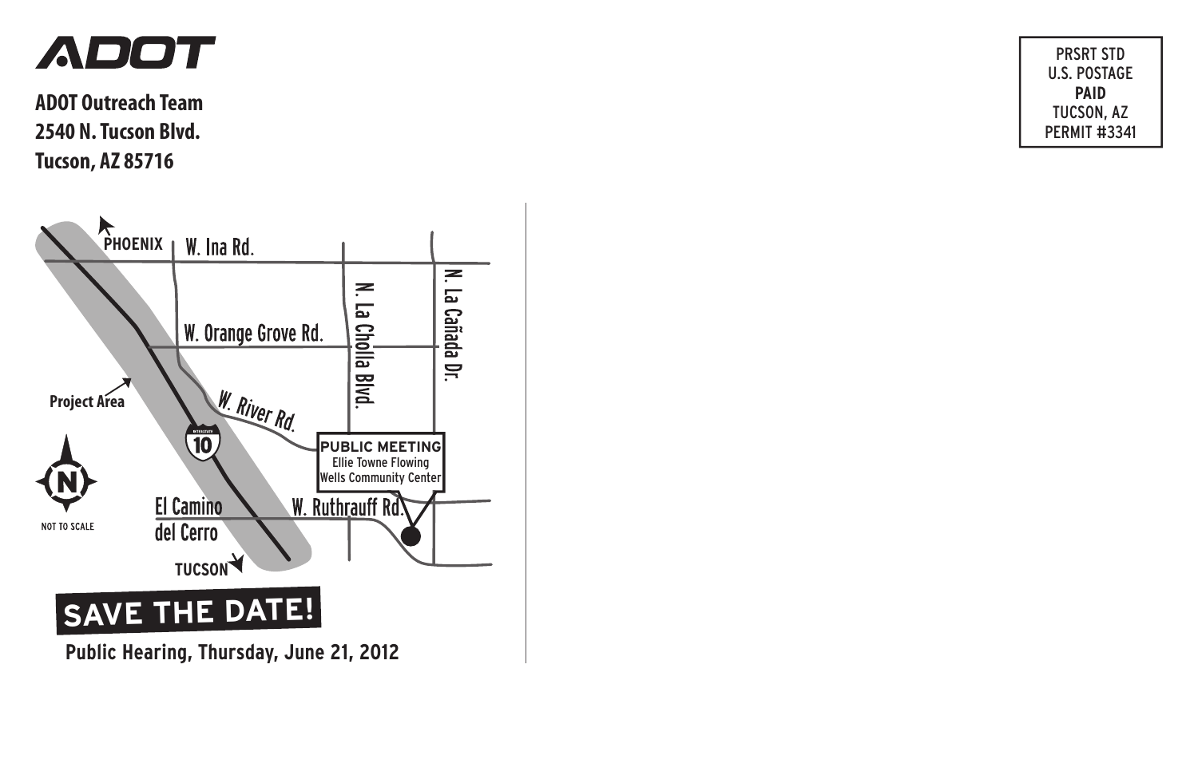ADOT

**ADOT Outreach Team**
**2540 N. Tucson Blvd.**
**Tucson, AZ 85716**

PRSRT STD
U.S. POSTAGE
**PAID**
TUCSON, AZ
PERMIT #3341

PHOENIX

W. Ina Rd.

W. Orange Grove Rd.

N. La Cholla Blvd.

N. La Cañada Dr.

W. River Rd.

Project Area

10

**PUBLIC MEETING**
Ellie Towne Flowing Wells Community Center

N

NOT TO SCALE

El Camino del Cerro

W. Ruthrauff Rd.

TUCSON

# SAVE THE DATE!

**Public Hearing, Thursday, June 21, 2012**